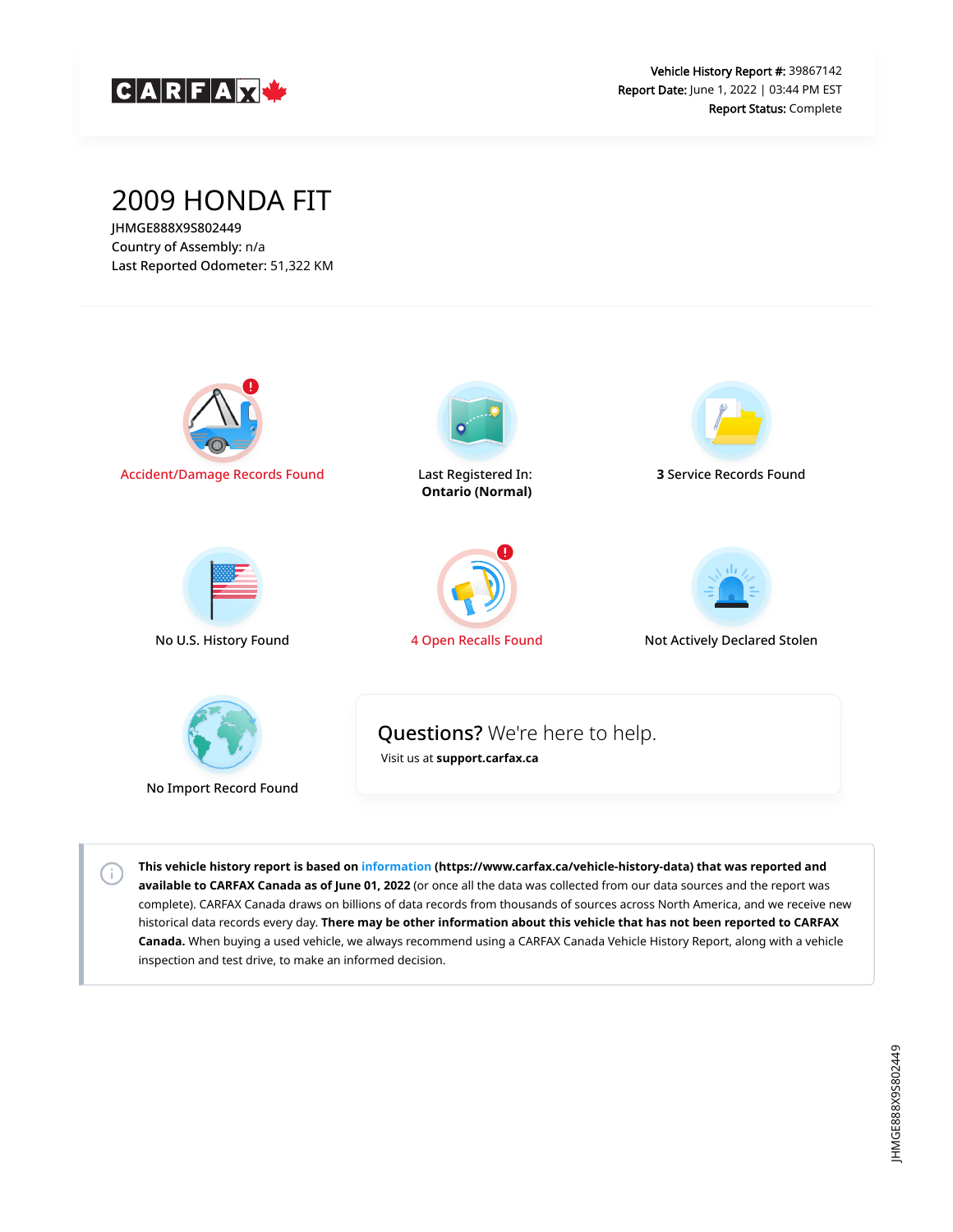CARFAX

**Vehicle History Report #:** 39867142
**Report Date:** June 1, 2022 | 03:44 PM EST
**Report Status:** Complete

# 2009 HONDA FIT

JHMGE888X9S802449
Country of Assembly: n/a
Last Reported Odometer: 51,322 KM

Accident/Damage Records Found

Last Registered In: **Ontario (Normal)**

**3** Service Records Found

No U.S. History Found

4 Open Recalls Found

Not Actively Declared Stolen

No Import Record Found

**Questions?** We're here to help.
Visit us at **support.carfax.ca**

**This vehicle history report is based on information (https://www.carfax.ca/vehicle-history-data) that was reported and available to CARFAX Canada as of June 01, 2022** (or once all the data was collected from our data sources and the report was complete). CARFAX Canada draws on billions of data records from thousands of sources across North America, and we receive new historical data records every day. **There may be other information about this vehicle that has not been reported to CARFAX Canada.** When buying a used vehicle, we always recommend using a CARFAX Canada Vehicle History Report, along with a vehicle inspection and test drive, to make an informed decision.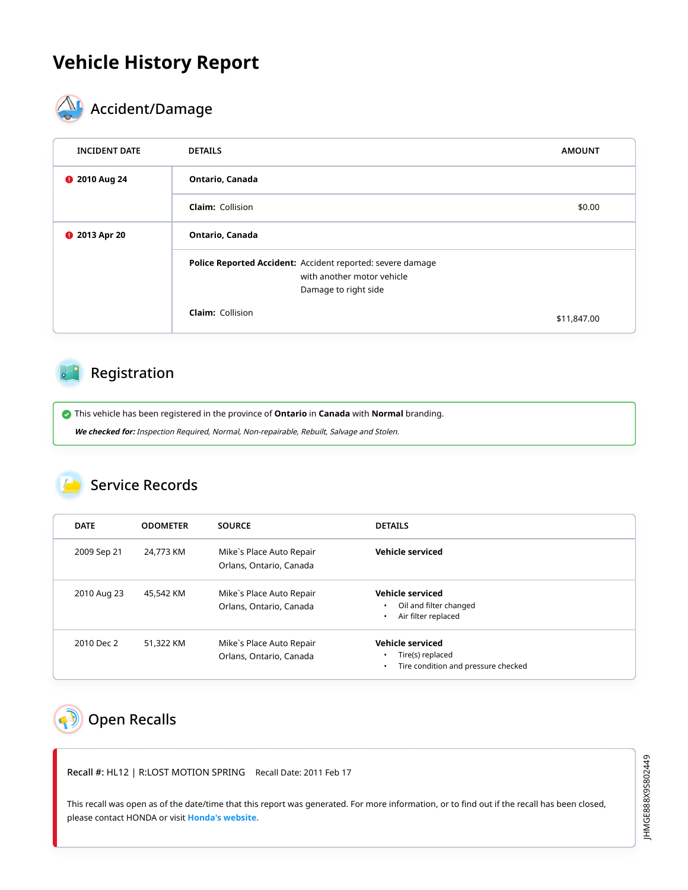# Vehicle History Report

## Accident/Damage

| INCIDENT DATE | DETAILS | AMOUNT |
| --- | --- | --- |
| 2010 Aug 24 | **Ontario, Canada** | |
| | **Claim:** Collision | $0.00 |
| 2013 Apr 20 | **Ontario, Canada** | |
| | **Police Reported Accident:** Accident reported: severe damage with another motor vehicle Damage to right side | |
| | **Claim:** Collision | $11,847.00 |

## Registration

This vehicle has been registered in the province of **Ontario** in **Canada** with **Normal** branding.

***We checked for:*** *Inspection Required, Normal, Non-repairable, Rebuilt, Salvage and Stolen.*

## Service Records

| DATE | ODOMETER | SOURCE | DETAILS |
| --- | --- | --- | --- |
| 2009 Sep 21 | 24,773 KM | Mike`s Place Auto Repair Orlans, Ontario, Canada | **Vehicle serviced** |
| 2010 Aug 23 | 45,542 KM | Mike`s Place Auto Repair Orlans, Ontario, Canada | **Vehicle serviced** • Oil and filter changed • Air filter replaced |
| 2010 Dec 2 | 51,322 KM | Mike`s Place Auto Repair Orlans, Ontario, Canada | **Vehicle serviced** • Tire(s) replaced • Tire condition and pressure checked |

## Open Recalls

Recall #: HL12 | R:LOST MOTION SPRING    Recall Date: 2011 Feb 17

This recall was open as of the date/time that this report was generated. For more information, or to find out if the recall has been closed, please contact HONDA or visit **Honda's website.**

JHMGE888X9S802449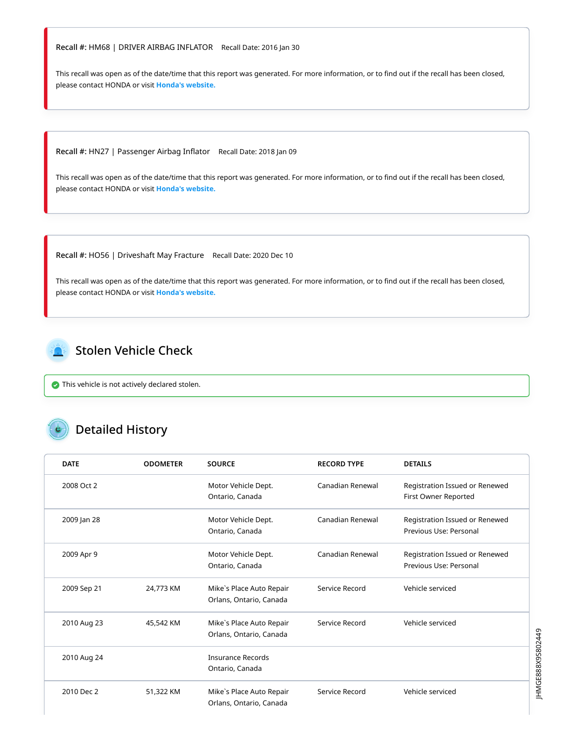**Recall #:** HM68 | DRIVER AIRBAG INFLATOR   Recall Date: 2016 Jan 30

This recall was open as of the date/time that this report was generated. For more information, or to find out if the recall has been closed, please contact HONDA or visit **Honda's website.**

**Recall #:** HN27 | Passenger Airbag Inflator   Recall Date: 2018 Jan 09

This recall was open as of the date/time that this report was generated. For more information, or to find out if the recall has been closed, please contact HONDA or visit **Honda's website.**

**Recall #:** HO56 | Driveshaft May Fracture   Recall Date: 2020 Dec 10

This recall was open as of the date/time that this report was generated. For more information, or to find out if the recall has been closed, please contact HONDA or visit **Honda's website.**

## Stolen Vehicle Check

This vehicle is not actively declared stolen.

## Detailed History

| DATE | ODOMETER | SOURCE | RECORD TYPE | DETAILS |
|---|---|---|---|---|
| 2008 Oct 2 | | Motor Vehicle Dept. Ontario, Canada | Canadian Renewal | Registration Issued or Renewed First Owner Reported |
| 2009 Jan 28 | | Motor Vehicle Dept. Ontario, Canada | Canadian Renewal | Registration Issued or Renewed Previous Use: Personal |
| 2009 Apr 9 | | Motor Vehicle Dept. Ontario, Canada | Canadian Renewal | Registration Issued or Renewed Previous Use: Personal |
| 2009 Sep 21 | 24,773 KM | Mike`s Place Auto Repair Orlans, Ontario, Canada | Service Record | Vehicle serviced |
| 2010 Aug 23 | 45,542 KM | Mike`s Place Auto Repair Orlans, Ontario, Canada | Service Record | Vehicle serviced |
| 2010 Aug 24 | | Insurance Records Ontario, Canada | | |
| 2010 Dec 2 | 51,322 KM | Mike`s Place Auto Repair Orlans, Ontario, Canada | Service Record | Vehicle serviced |

JHMGE888X9S802449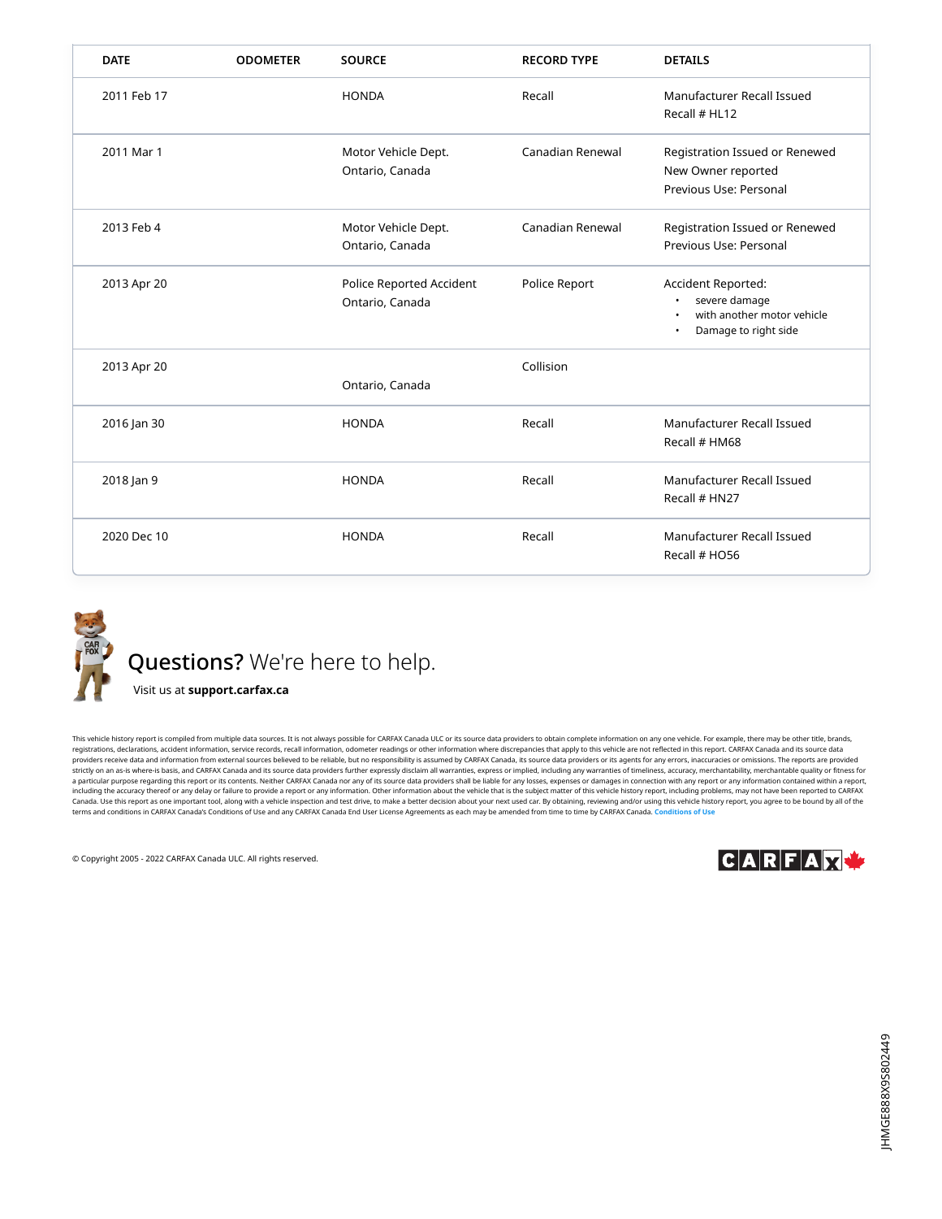| DATE | ODOMETER | SOURCE | RECORD TYPE | DETAILS |
| --- | --- | --- | --- | --- |
| 2011 Feb 17 | | HONDA | Recall | Manufacturer Recall Issued<br>Recall # HL12 |
| 2011 Mar 1 | | Motor Vehicle Dept.<br>Ontario, Canada | Canadian Renewal | Registration Issued or Renewed<br>New Owner reported<br>Previous Use: Personal |
| 2013 Feb 4 | | Motor Vehicle Dept.<br>Ontario, Canada | Canadian Renewal | Registration Issued or Renewed<br>Previous Use: Personal |
| 2013 Apr 20 | | Police Reported Accident<br>Ontario, Canada | Police Report | Accident Reported:<br>• severe damage<br>• with another motor vehicle<br>• Damage to right side |
| 2013 Apr 20 | | Ontario, Canada | Collision | |
| 2016 Jan 30 | | HONDA | Recall | Manufacturer Recall Issued<br>Recall # HM68 |
| 2018 Jan 9 | | HONDA | Recall | Manufacturer Recall Issued<br>Recall # HN27 |
| 2020 Dec 10 | | HONDA | Recall | Manufacturer Recall Issued<br>Recall # HO56 |

## **Questions?** We're here to help.

Visit us at **support.carfax.ca**

This vehicle history report is compiled from multiple data sources. It is not always possible for CARFAX Canada ULC or its source data providers to obtain complete information on any one vehicle. For example, there may be other title, brands, registrations, declarations, accident information, service records, recall information, odometer readings or other information where discrepancies that apply to this vehicle are not reflected in this report. CARFAX Canada and its source data providers receive data and information from external sources believed to be reliable, but no responsibility is assumed by CARFAX Canada, its source data providers or its agents for any errors, inaccuracies or omissions. The reports are provided strictly on an as-is where-is basis, and CARFAX Canada and its source data providers further expressly disclaim all warranties, express or implied, including any warranties of timeliness, accuracy, merchantability, merchantable quality or fitness for a particular purpose regarding this report or its contents. Neither CARFAX Canada nor any of its source data providers shall be liable for any losses, expenses or damages in connection with any report or any information contained within a report, including the accuracy thereof or any delay or failure to provide a report or any information. Other information about the vehicle that is the subject matter of this vehicle history report, including problems, may not have been reported to CARFAX Canada. Use this report as one important tool, along with a vehicle inspection and test drive, to make a better decision about your next used car. By obtaining, reviewing and/or using this vehicle history report, you agree to be bound by all of the terms and conditions in CARFAX Canada's Conditions of Use and any CARFAX Canada End User License Agreements as each may be amended from time to time by CARFAX Canada. Conditions of Use

© Copyright 2005 - 2022 CARFAX Canada ULC. All rights reserved.

CARFAX

JHMGE888X9S802449